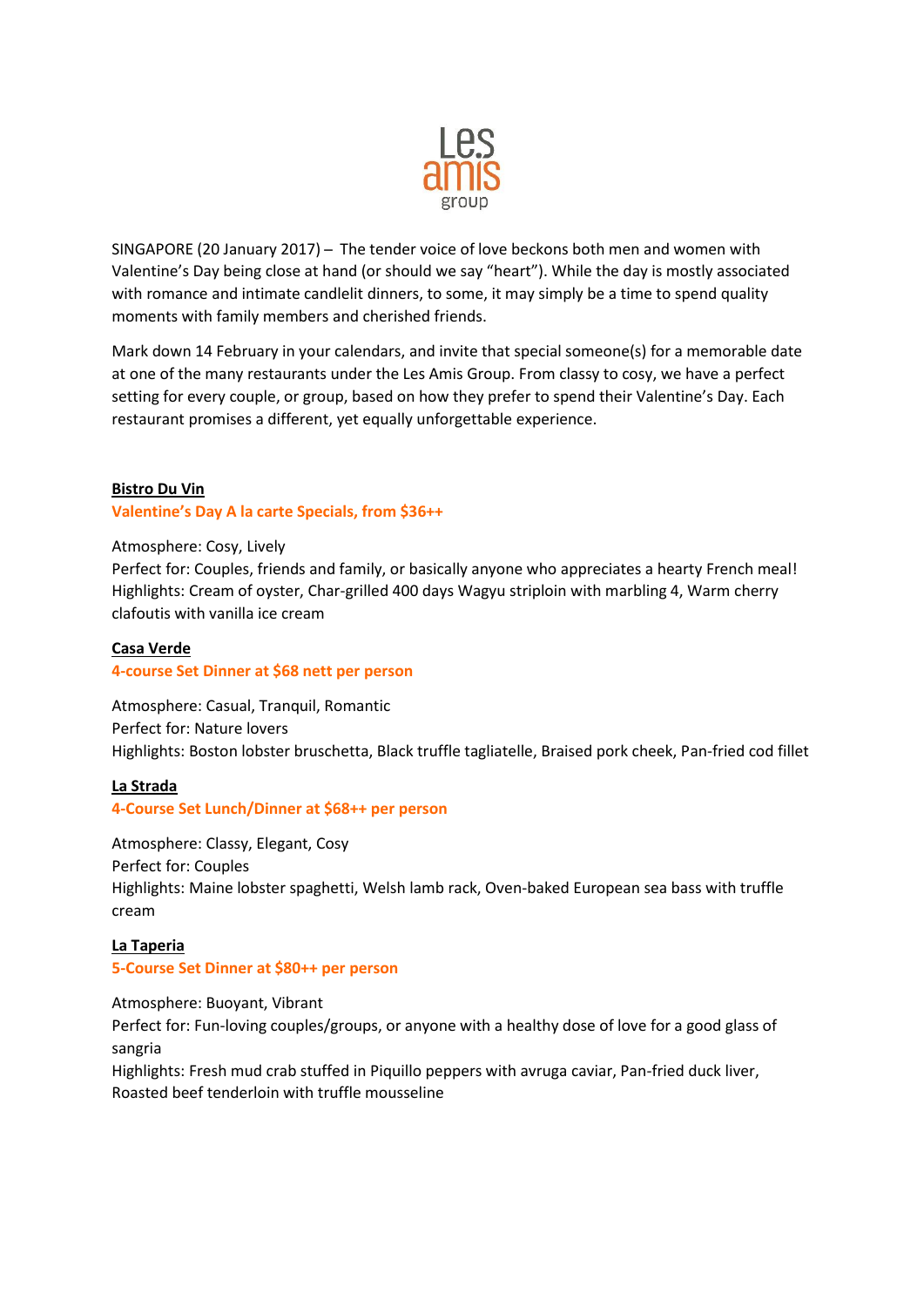Les amis group

SINGAPORE (20 January 2017) – The tender voice of love beckons both men and women with Valentine's Day being close at hand (or should we say "heart"). While the day is mostly associated with romance and intimate candlelit dinners, to some, it may simply be a time to spend quality moments with family members and cherished friends.

Mark down 14 February in your calendars, and invite that special someone(s) for a memorable date at one of the many restaurants under the Les Amis Group. From classy to cosy, we have a perfect setting for every couple, or group, based on how they prefer to spend their Valentine's Day. Each restaurant promises a different, yet equally unforgettable experience.

**Bistro Du Vin**

**Valentine's Day A la carte Specials, from $36++**

Atmosphere: Cosy, Lively
Perfect for: Couples, friends and family, or basically anyone who appreciates a hearty French meal!
Highlights: Cream of oyster, Char-grilled 400 days Wagyu striploin with marbling 4, Warm cherry clafoutis with vanilla ice cream

**Casa Verde**

**4-course Set Dinner at $68 nett per person**

Atmosphere: Casual, Tranquil, Romantic
Perfect for: Nature lovers
Highlights: Boston lobster bruschetta, Black truffle tagliatelle, Braised pork cheek, Pan-fried cod fillet

**La Strada**

**4-Course Set Lunch/Dinner at $68++ per person**

Atmosphere: Classy, Elegant, Cosy
Perfect for: Couples
Highlights: Maine lobster spaghetti, Welsh lamb rack, Oven-baked European sea bass with truffle cream

**La Taperia**

**5-Course Set Dinner at $80++ per person**

Atmosphere: Buoyant, Vibrant
Perfect for: Fun-loving couples/groups, or anyone with a healthy dose of love for a good glass of sangria
Highlights: Fresh mud crab stuffed in Piquillo peppers with avruga caviar, Pan-fried duck liver, Roasted beef tenderloin with truffle mousseline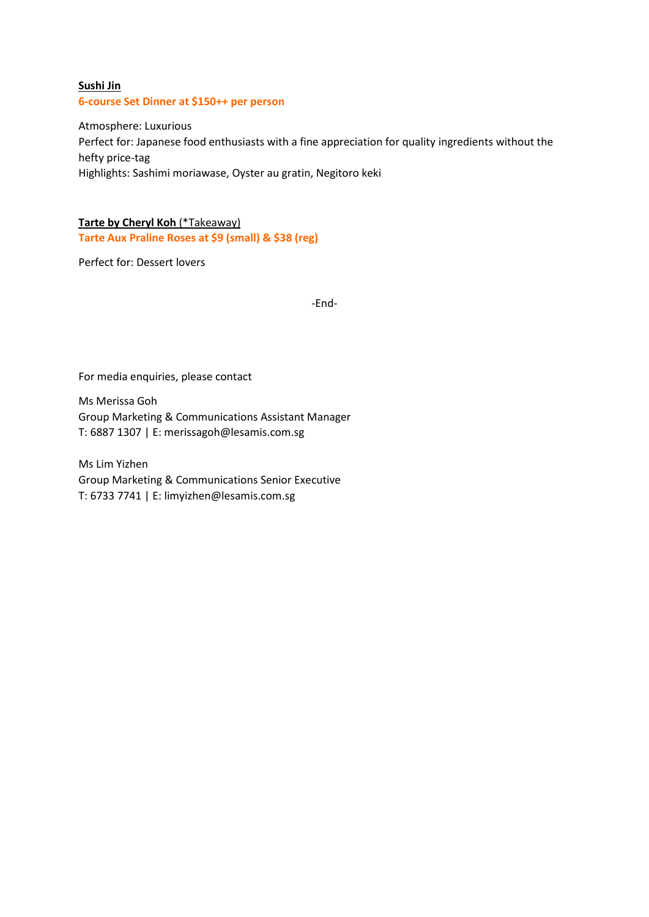**<u>Sushi Jin</u>**
**6-course Set Dinner at $150++ per person**

Atmosphere: Luxurious
Perfect for: Japanese food enthusiasts with a fine appreciation for quality ingredients without the hefty price-tag
Highlights: Sashimi moriawase, Oyster au gratin, Negitoro keki

**<u>Tarte by Cheryl Koh</u>** <u>(*Takeaway)</u>
**Tarte Aux Praline Roses at $9 (small) & $38 (reg)**

Perfect for: Dessert lovers

-End-

For media enquiries, please contact

Ms Merissa Goh
Group Marketing & Communications Assistant Manager
T: 6887 1307 | E: merissagoh@lesamis.com.sg

Ms Lim Yizhen
Group Marketing & Communications Senior Executive
T: 6733 7741 | E: limyizhen@lesamis.com.sg